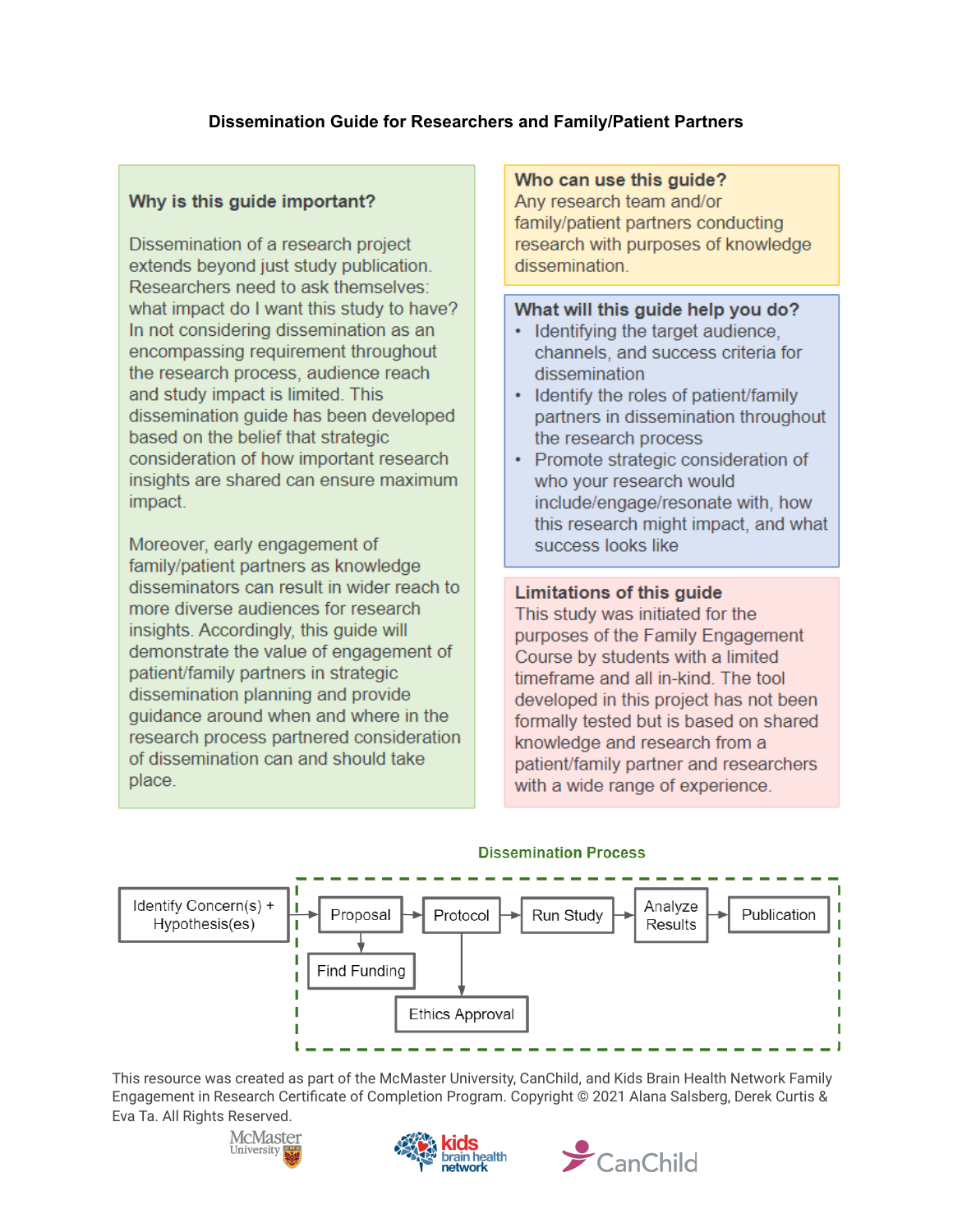# Dissemination Guide for Researchers and Family/Patient Partners

## Why is this guide important?

Dissemination of a research project extends beyond just study publication. Researchers need to ask themselves: what impact do I want this study to have? In not considering dissemination as an encompassing requirement throughout the research process, audience reach and study impact is limited. This dissemination guide has been developed based on the belief that strategic consideration of how important research insights are shared can ensure maximum impact.

Moreover, early engagement of family/patient partners as knowledge disseminators can result in wider reach to more diverse audiences for research insights. Accordingly, this guide will demonstrate the value of engagement of patient/family partners in strategic dissemination planning and provide guidance around when and where in the research process partnered consideration of dissemination can and should take place.

## Who can use this guide?

Any research team and/or family/patient partners conducting research with purposes of knowledge dissemination.

## What will this guide help you do?

- Identifying the target audience, channels, and success criteria for dissemination
- Identify the roles of patient/family partners in dissemination throughout the research process
- Promote strategic consideration of who your research would include/engage/resonate with, how this research might impact, and what success looks like

## Limitations of this guide

This study was initiated for the purposes of the Family Engagement Course by students with a limited timeframe and all in-kind. The tool developed in this project has not been formally tested but is based on shared knowledge and research from a patient/family partner and researchers with a wide range of experience.

## Dissemination Process

Identify Concern(s) + Hypothesis(es) → Proposal → Protocol → Run Study → Analyze Results → Publication

- Proposal → Find Funding
- Protocol → Ethics Approval

This resource was created as part of the McMaster University, CanChild, and Kids Brain Health Network Family Engagement in Research Certificate of Completion Program. Copyright © 2021 Alana Salsberg, Derek Curtis & Eva Ta. All Rights Reserved.

McMaster University | kids brain health network | CanChild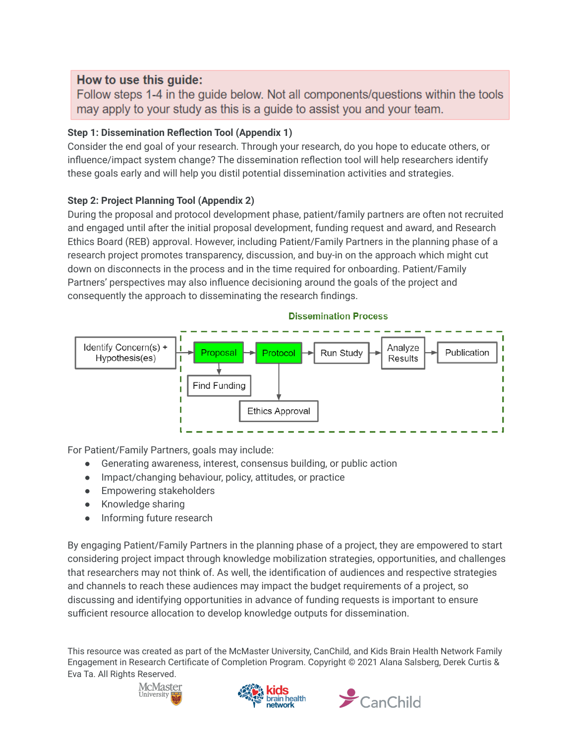**How to use this guide:**
Follow steps 1-4 in the guide below. Not all components/questions within the tools may apply to your study as this is a guide to assist you and your team.

**Step 1: Dissemination Reflection Tool (Appendix 1)**
Consider the end goal of your research. Through your research, do you hope to educate others, or influence/impact system change? The dissemination reflection tool will help researchers identify these goals early and will help you distil potential dissemination activities and strategies.

**Step 2: Project Planning Tool (Appendix 2)**
During the proposal and protocol development phase, patient/family partners are often not recruited and engaged until after the initial proposal development, funding request and award, and Research Ethics Board (REB) approval. However, including Patient/Family Partners in the planning phase of a research project promotes transparency, discussion, and buy-in on the approach which might cut down on disconnects in the process and in the time required for onboarding. Patient/Family Partners' perspectives may also influence decisioning around the goals of the project and consequently the approach to disseminating the research findings.

**Dissemination Process**

Identify Concern(s) + Hypothesis(es) → Proposal → Protocol → Run Study → Analyze Results → Publication

Proposal → Find Funding

Protocol → Ethics Approval

For Patient/Family Partners, goals may include:

- Generating awareness, interest, consensus building, or public action
- Impact/changing behaviour, policy, attitudes, or practice
- Empowering stakeholders
- Knowledge sharing
- Informing future research

By engaging Patient/Family Partners in the planning phase of a project, they are empowered to start considering project impact through knowledge mobilization strategies, opportunities, and challenges that researchers may not think of. As well, the identification of audiences and respective strategies and channels to reach these audiences may impact the budget requirements of a project, so discussing and identifying opportunities in advance of funding requests is important to ensure sufficient resource allocation to develop knowledge outputs for dissemination.

This resource was created as part of the McMaster University, CanChild, and Kids Brain Health Network Family Engagement in Research Certificate of Completion Program. Copyright © 2021 Alana Salsberg, Derek Curtis & Eva Ta. All Rights Reserved.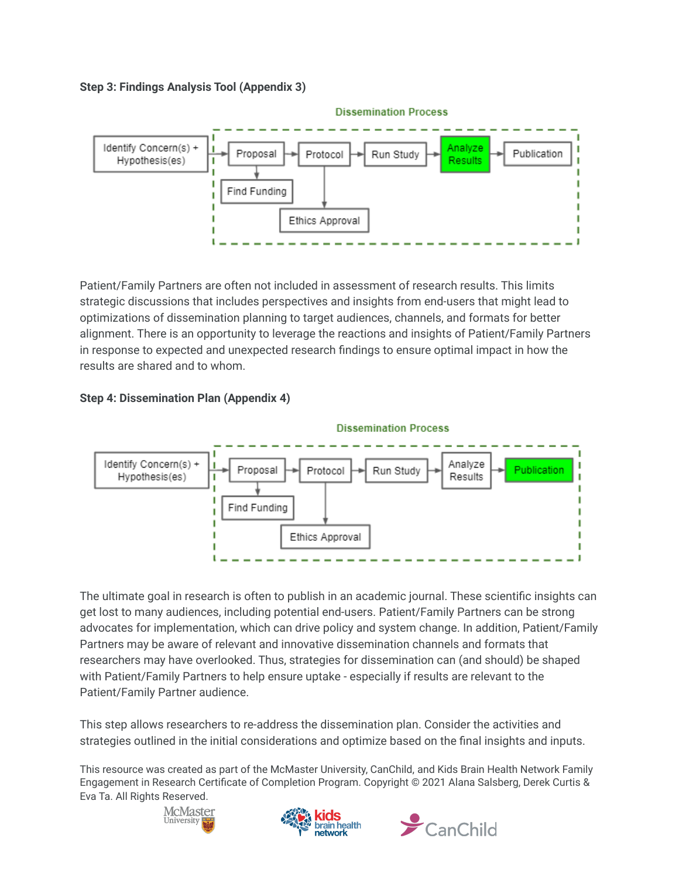**Step 3: Findings Analysis Tool (Appendix 3)**

Dissemination Process

Identify Concern(s) + Hypothesis(es) → Proposal → Protocol → Run Study → **Analyze Results** → Publication

Find Funding

Ethics Approval

Patient/Family Partners are often not included in assessment of research results. This limits strategic discussions that includes perspectives and insights from end-users that might lead to optimizations of dissemination planning to target audiences, channels, and formats for better alignment. There is an opportunity to leverage the reactions and insights of Patient/Family Partners in response to expected and unexpected research findings to ensure optimal impact in how the results are shared and to whom.

**Step 4: Dissemination Plan (Appendix 4)**

Dissemination Process

Identify Concern(s) + Hypothesis(es) → Proposal → Protocol → Run Study → Analyze Results → **Publication**

Find Funding

Ethics Approval

The ultimate goal in research is often to publish in an academic journal. These scientific insights can get lost to many audiences, including potential end-users. Patient/Family Partners can be strong advocates for implementation, which can drive policy and system change. In addition, Patient/Family Partners may be aware of relevant and innovative dissemination channels and formats that researchers may have overlooked. Thus, strategies for dissemination can (and should) be shaped with Patient/Family Partners to help ensure uptake - especially if results are relevant to the Patient/Family Partner audience.

This step allows researchers to re-address the dissemination plan. Consider the activities and strategies outlined in the initial considerations and optimize based on the final insights and inputs.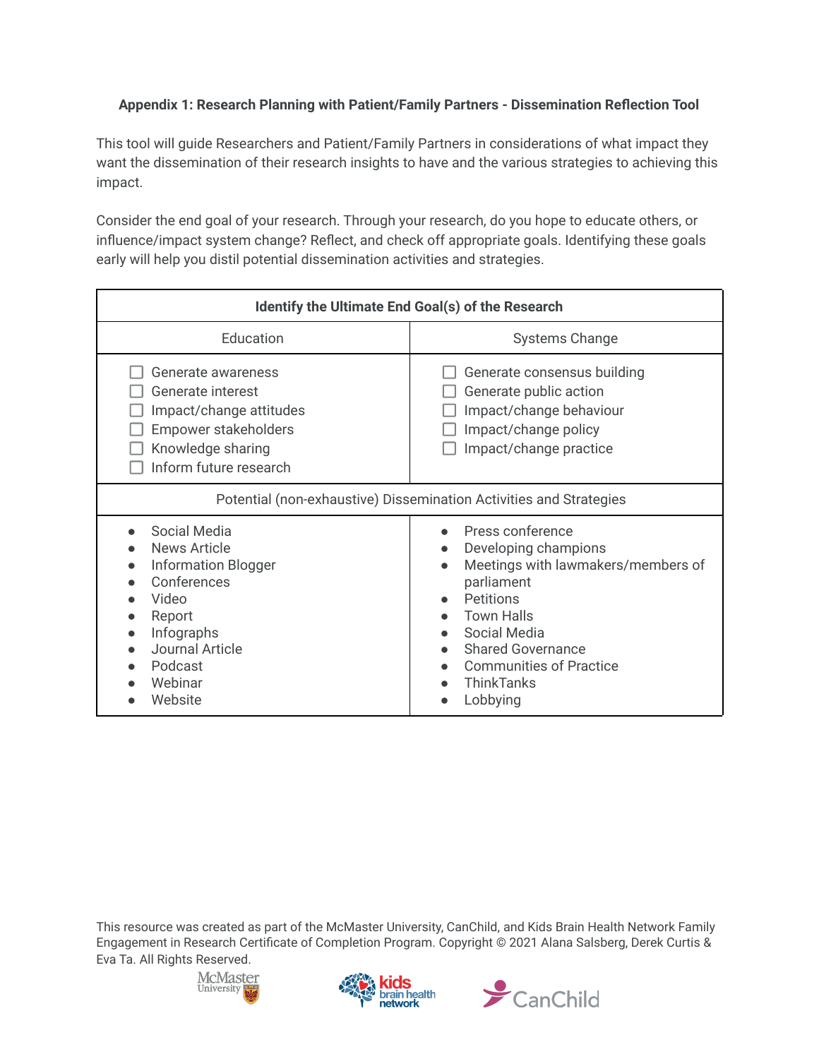**Appendix 1: Research Planning with Patient/Family Partners - Dissemination Reflection Tool**

This tool will guide Researchers and Patient/Family Partners in considerations of what impact they want the dissemination of their research insights to have and the various strategies to achieving this impact.

Consider the end goal of your research. Through your research, do you hope to educate others, or influence/impact system change? Reflect, and check off appropriate goals. Identifying these goals early will help you distil potential dissemination activities and strategies.

| **Identify the Ultimate End Goal(s) of the Research** | |
|---|---|
| Education | Systems Change |
| ☐ Generate awareness<br>☐ Generate interest<br>☐ Impact/change attitudes<br>☐ Empower stakeholders<br>☐ Knowledge sharing<br>☐ Inform future research | ☐ Generate consensus building<br>☐ Generate public action<br>☐ Impact/change behaviour<br>☐ Impact/change policy<br>☐ Impact/change practice |
| Potential (non-exhaustive) Dissemination Activities and Strategies | |
| • Social Media<br>• News Article<br>• Information Blogger<br>• Conferences<br>• Video<br>• Report<br>• Infographs<br>• Journal Article<br>• Podcast<br>• Webinar<br>• Website | • Press conference<br>• Developing champions<br>• Meetings with lawmakers/members of parliament<br>• Petitions<br>• Town Halls<br>• Social Media<br>• Shared Governance<br>• Communities of Practice<br>• ThinkTanks<br>• Lobbying |

This resource was created as part of the McMaster University, CanChild, and Kids Brain Health Network Family Engagement in Research Certificate of Completion Program. Copyright © 2021 Alana Salsberg, Derek Curtis & Eva Ta. All Rights Reserved.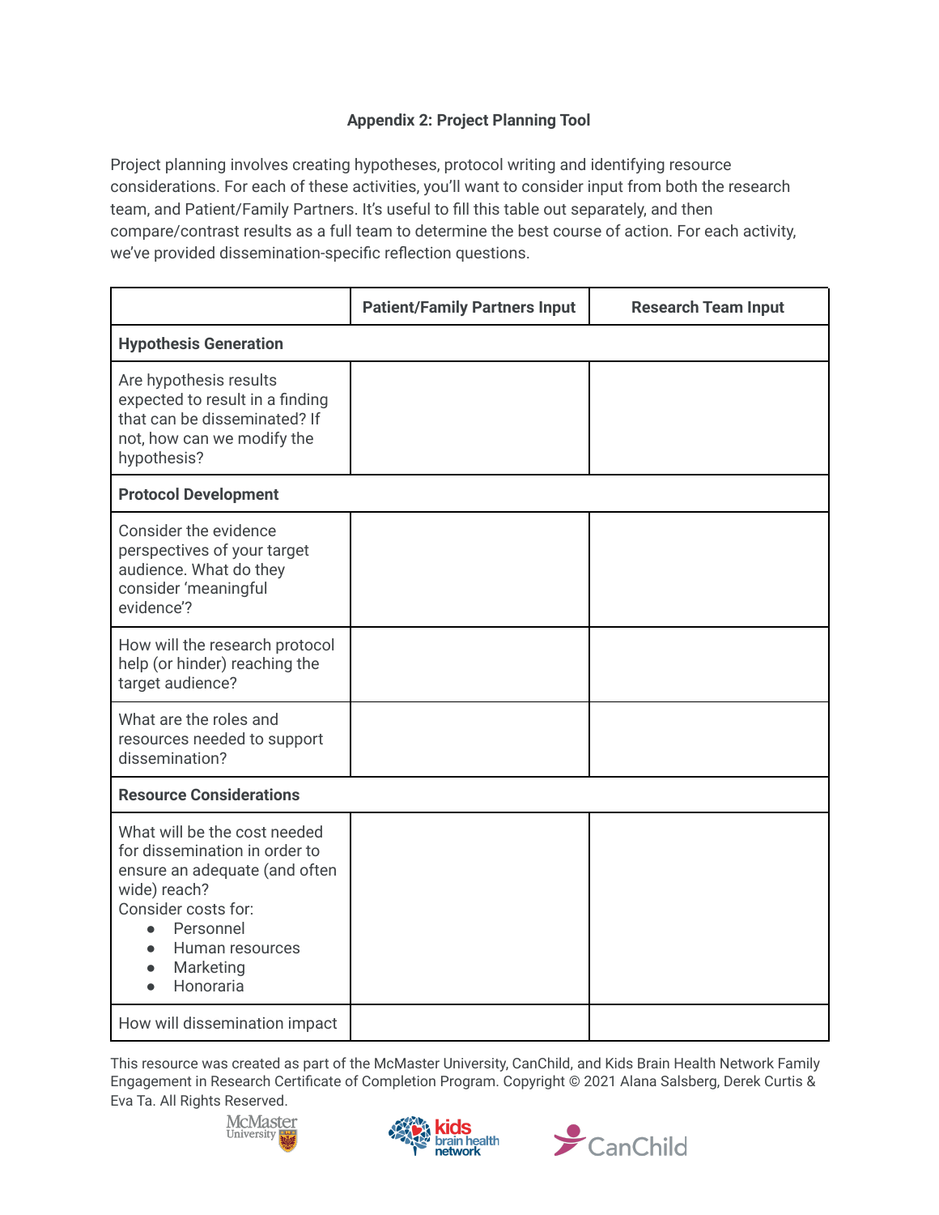**Appendix 2: Project Planning Tool**

Project planning involves creating hypotheses, protocol writing and identifying resource considerations. For each of these activities, you'll want to consider input from both the research team, and Patient/Family Partners. It's useful to fill this table out separately, and then compare/contrast results as a full team to determine the best course of action. For each activity, we've provided dissemination-specific reflection questions.

| | Patient/Family Partners Input | Research Team Input |
|---|---|---|
| **Hypothesis Generation** | | |
| Are hypothesis results expected to result in a finding that can be disseminated? If not, how can we modify the hypothesis? | | |
| **Protocol Development** | | |
| Consider the evidence perspectives of your target audience. What do they consider 'meaningful evidence'? | | |
| How will the research protocol help (or hinder) reaching the target audience? | | |
| What are the roles and resources needed to support dissemination? | | |
| **Resource Considerations** | | |
| What will be the cost needed for dissemination in order to ensure an adequate (and often wide) reach?<br>Consider costs for:<br>● Personnel<br>● Human resources<br>● Marketing<br>● Honoraria | | |
| How will dissemination impact | | |

This resource was created as part of the McMaster University, CanChild, and Kids Brain Health Network Family Engagement in Research Certificate of Completion Program. Copyright © 2021 Alana Salsberg, Derek Curtis & Eva Ta. All Rights Reserved.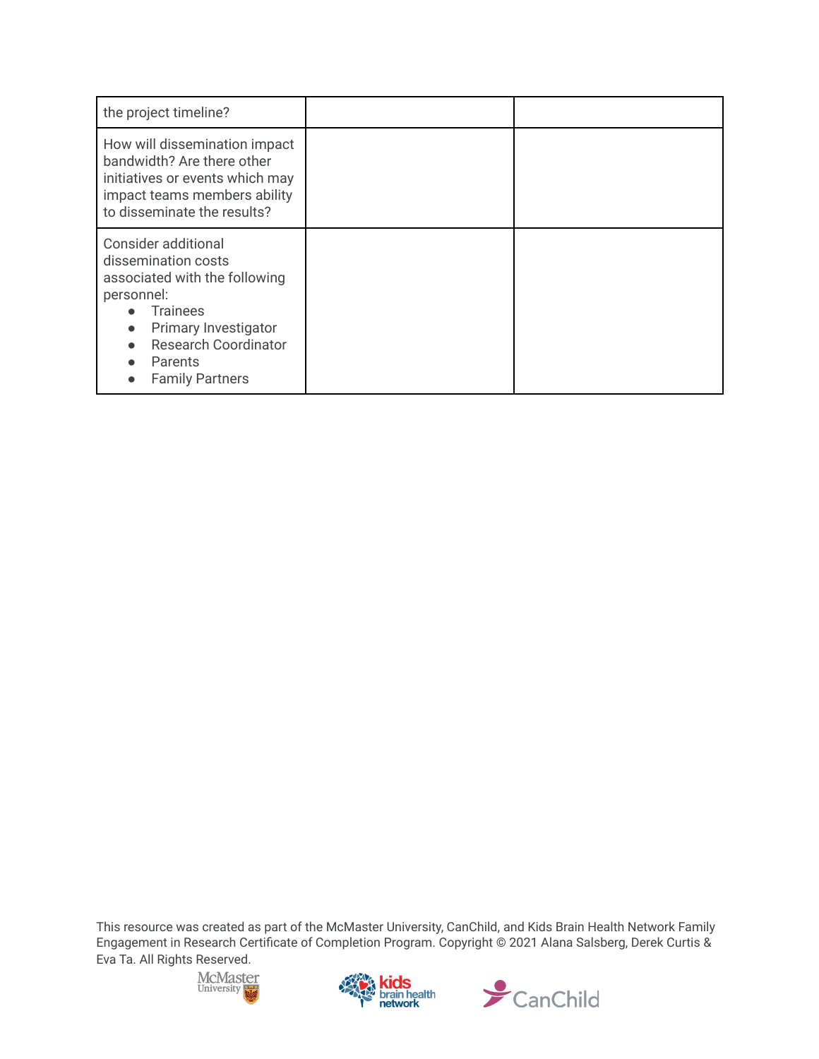| | | |
|---|---|---|
| the project timeline? | | |
| How will dissemination impact bandwidth? Are there other initiatives or events which may impact teams members ability to disseminate the results? | | |
| Consider additional dissemination costs associated with the following personnel:<br>● Trainees<br>● Primary Investigator<br>● Research Coordinator<br>● Parents<br>● Family Partners | | |

This resource was created as part of the McMaster University, CanChild, and Kids Brain Health Network Family Engagement in Research Certificate of Completion Program. Copyright © 2021 Alana Salsberg, Derek Curtis & Eva Ta. All Rights Reserved.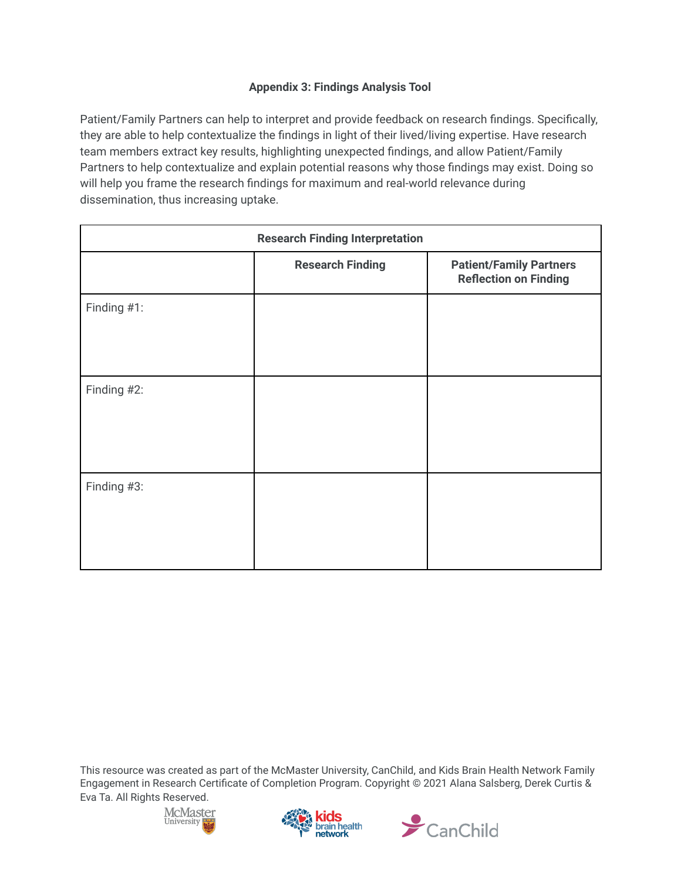## Appendix 3: Findings Analysis Tool

Patient/Family Partners can help to interpret and provide feedback on research findings. Specifically, they are able to help contextualize the findings in light of their lived/living expertise. Have research team members extract key results, highlighting unexpected findings, and allow Patient/Family Partners to help contextualize and explain potential reasons why those findings may exist. Doing so will help you frame the research findings for maximum and real-world relevance during dissemination, thus increasing uptake.

| **Research Finding Interpretation** | | |
|---|---|---|
| | **Research Finding** | **Patient/Family Partners Reflection on Finding** |
| Finding #1: | | |
| Finding #2: | | |
| Finding #3: | | |

This resource was created as part of the McMaster University, CanChild, and Kids Brain Health Network Family Engagement in Research Certificate of Completion Program. Copyright © 2021 Alana Salsberg, Derek Curtis & Eva Ta. All Rights Reserved.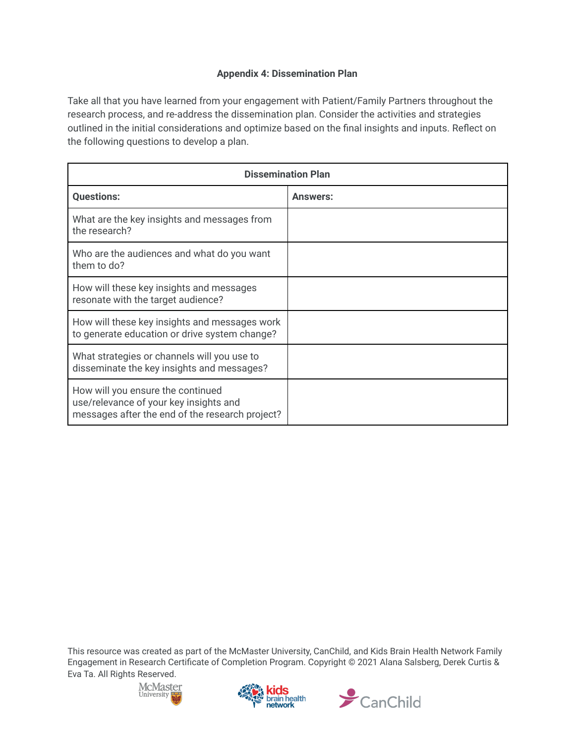**Appendix 4: Dissemination Plan**

Take all that you have learned from your engagement with Patient/Family Partners throughout the research process, and re-address the dissemination plan. Consider the activities and strategies outlined in the initial considerations and optimize based on the final insights and inputs. Reflect on the following questions to develop a plan.

| Dissemination Plan | |
|---|---|
| **Questions:** | **Answers:** |
| What are the key insights and messages from the research? | |
| Who are the audiences and what do you want them to do? | |
| How will these key insights and messages resonate with the target audience? | |
| How will these key insights and messages work to generate education or drive system change? | |
| What strategies or channels will you use to disseminate the key insights and messages? | |
| How will you ensure the continued use/relevance of your key insights and messages after the end of the research project? | |

This resource was created as part of the McMaster University, CanChild, and Kids Brain Health Network Family Engagement in Research Certificate of Completion Program. Copyright © 2021 Alana Salsberg, Derek Curtis & Eva Ta. All Rights Reserved.